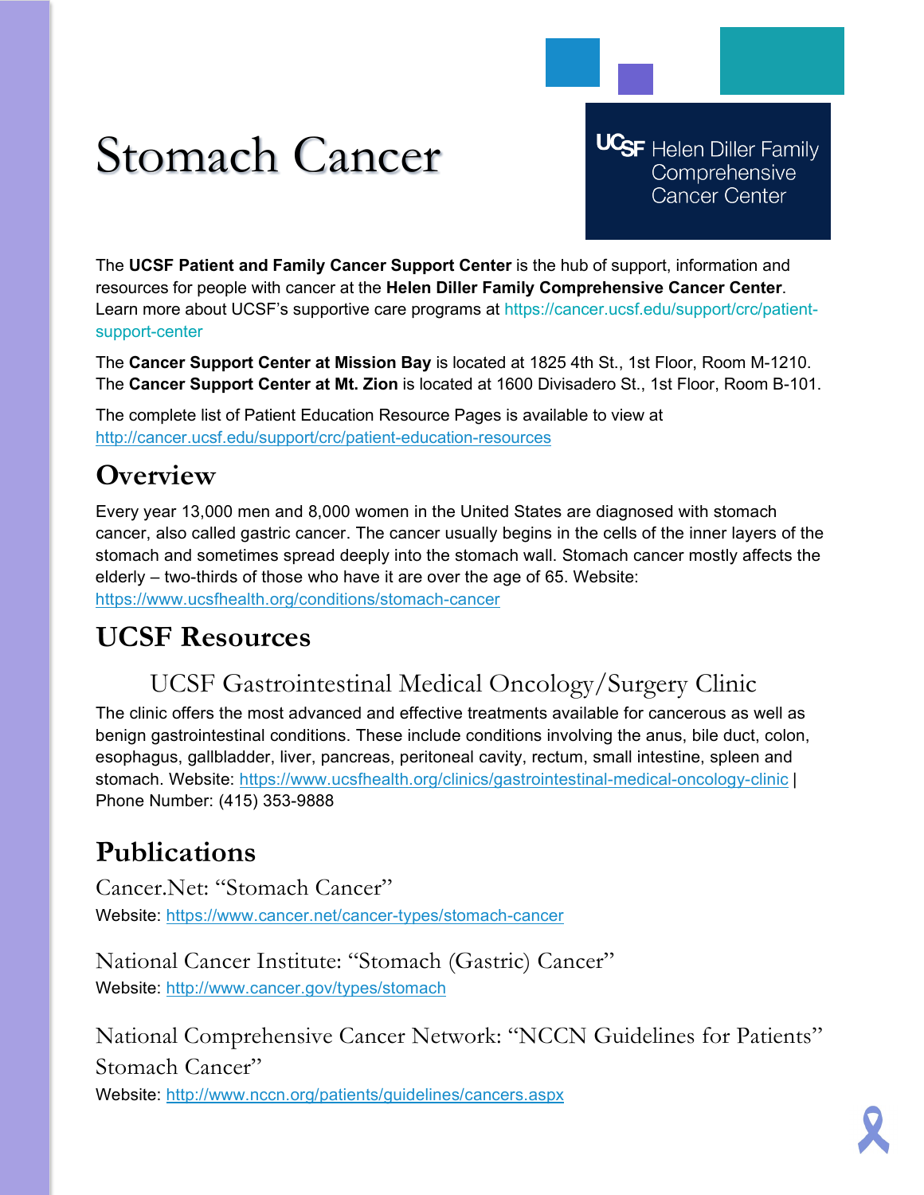# Stomach Cancer

UCSF Helen Diller Family Comprehensive Cancer Center

The **UCSF Patient and Family Cancer Support Center** is the hub of support, information and resources for people with cancer at the **Helen Diller Family Comprehensive Cancer Center**. Learn more about UCSF's supportive care programs at https://cancer.ucsf.edu/support/crc/patient-support-center

The **Cancer Support Center at Mission Bay** is located at 1825 4th St., 1st Floor, Room M-1210. The **Cancer Support Center at Mt. Zion** is located at 1600 Divisadero St., 1st Floor, Room B-101.

The complete list of Patient Education Resource Pages is available to view at http://cancer.ucsf.edu/support/crc/patient-education-resources

## Overview

Every year 13,000 men and 8,000 women in the United States are diagnosed with stomach cancer, also called gastric cancer. The cancer usually begins in the cells of the inner layers of the stomach and sometimes spread deeply into the stomach wall. Stomach cancer mostly affects the elderly – two-thirds of those who have it are over the age of 65. Website: https://www.ucsfhealth.org/conditions/stomach-cancer

## UCSF Resources

### UCSF Gastrointestinal Medical Oncology/Surgery Clinic

The clinic offers the most advanced and effective treatments available for cancerous as well as benign gastrointestinal conditions. These include conditions involving the anus, bile duct, colon, esophagus, gallbladder, liver, pancreas, peritoneal cavity, rectum, small intestine, spleen and stomach. Website: https://www.ucsfhealth.org/clinics/gastrointestinal-medical-oncology-clinic | Phone Number: (415) 353-9888

## Publications

### Cancer.Net: "Stomach Cancer"

Website: https://www.cancer.net/cancer-types/stomach-cancer

### National Cancer Institute: "Stomach (Gastric) Cancer"

Website: http://www.cancer.gov/types/stomach

### National Comprehensive Cancer Network: "NCCN Guidelines for Patients" Stomach Cancer"

Website: http://www.nccn.org/patients/guidelines/cancers.aspx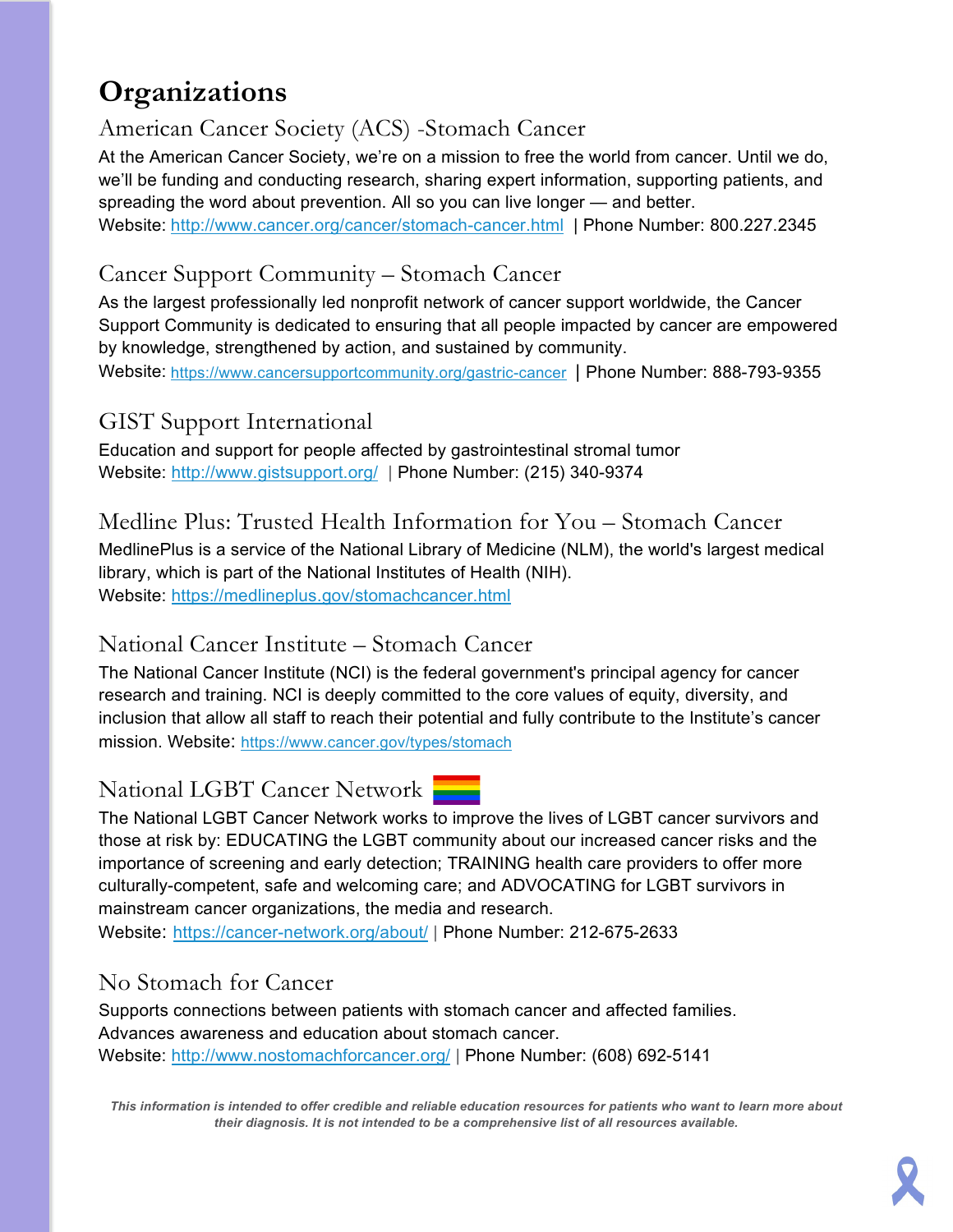# Organizations

## American Cancer Society (ACS) -Stomach Cancer

At the American Cancer Society, we're on a mission to free the world from cancer. Until we do, we'll be funding and conducting research, sharing expert information, supporting patients, and spreading the word about prevention. All so you can live longer — and better.
Website: http://www.cancer.org/cancer/stomach-cancer.html | Phone Number: 800.227.2345

## Cancer Support Community – Stomach Cancer

As the largest professionally led nonprofit network of cancer support worldwide, the Cancer Support Community is dedicated to ensuring that all people impacted by cancer are empowered by knowledge, strengthened by action, and sustained by community.
Website: https://www.cancersupportcommunity.org/gastric-cancer | Phone Number: 888-793-9355

## GIST Support International

Education and support for people affected by gastrointestinal stromal tumor
Website: http://www.gistsupport.org/ | Phone Number: (215) 340-9374

## Medline Plus: Trusted Health Information for You – Stomach Cancer

MedlinePlus is a service of the National Library of Medicine (NLM), the world's largest medical library, which is part of the National Institutes of Health (NIH).
Website: https://medlineplus.gov/stomachcancer.html

## National Cancer Institute – Stomach Cancer

The National Cancer Institute (NCI) is the federal government's principal agency for cancer research and training. NCI is deeply committed to the core values of equity, diversity, and inclusion that allow all staff to reach their potential and fully contribute to the Institute's cancer mission. Website: https://www.cancer.gov/types/stomach

## National LGBT Cancer Network

The National LGBT Cancer Network works to improve the lives of LGBT cancer survivors and those at risk by: EDUCATING the LGBT community about our increased cancer risks and the importance of screening and early detection; TRAINING health care providers to offer more culturally-competent, safe and welcoming care; and ADVOCATING for LGBT survivors in mainstream cancer organizations, the media and research.
Website: https://cancer-network.org/about/ | Phone Number: 212-675-2633

## No Stomach for Cancer

Supports connections between patients with stomach cancer and affected families.
Advances awareness and education about stomach cancer.
Website: http://www.nostomachforcancer.org/ | Phone Number: (608) 692-5141

***This information is intended to offer credible and reliable education resources for patients who want to learn more about their diagnosis. It is not intended to be a comprehensive list of all resources available.***